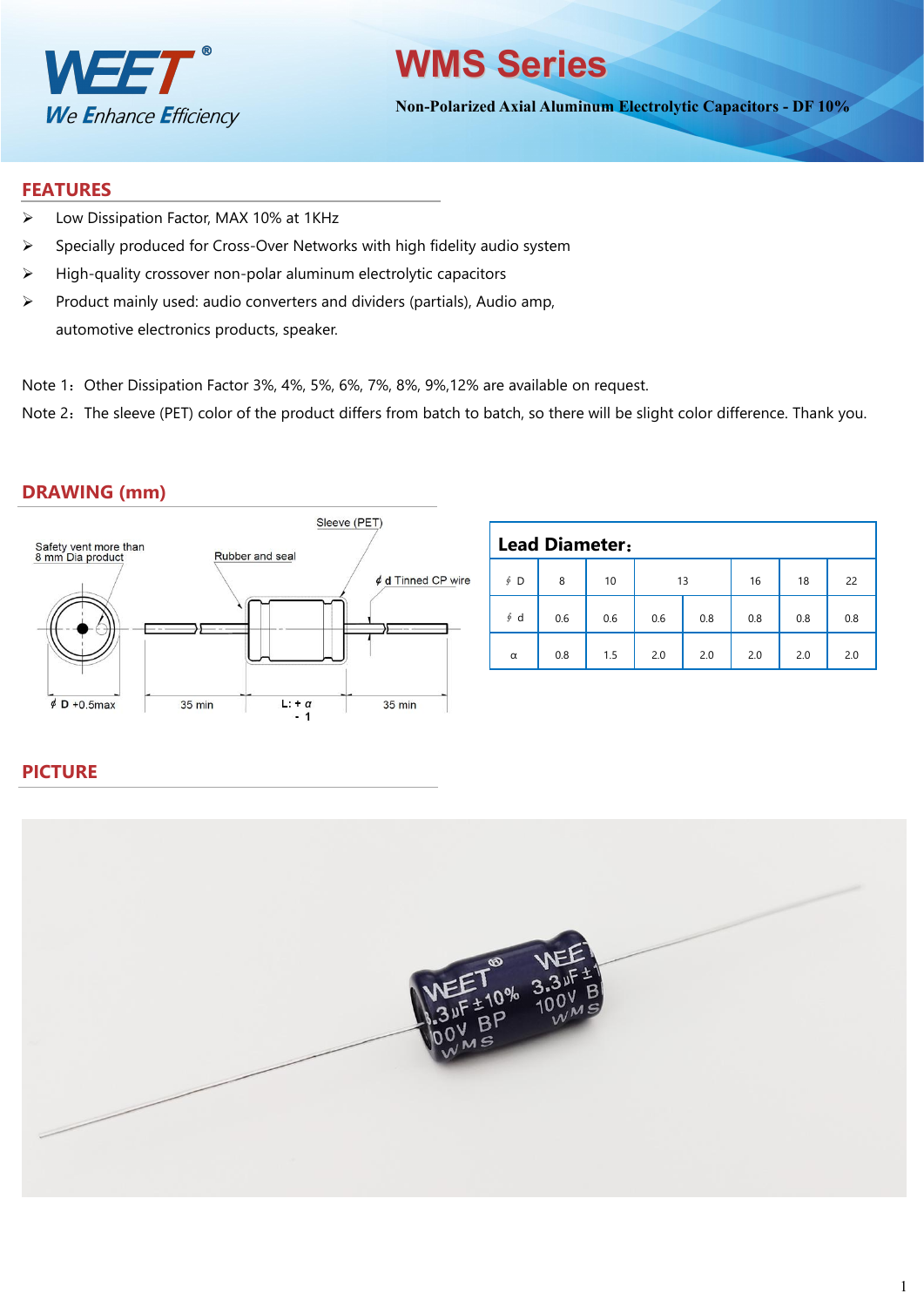WEET®
We Enhance Efficiency

# WMS Series

**Non-Polarized Axial Aluminum Electrolytic Capacitors - DF 10%**

## FEATURES

- Low Dissipation Factor, MAX 10% at 1KHz
- Specially produced for Cross-Over Networks with high fidelity audio system
- High-quality crossover non-polar aluminum electrolytic capacitors
- Product mainly used: audio converters and dividers (partials), Audio amp, automotive electronics products, speaker.

Note 1：Other Dissipation Factor 3%, 4%, 5%, 6%, 7%, 8%, 9%,12% are available on request.

Note 2：The sleeve (PET) color of the product differs from batch to batch, so there will be slight color difference. Thank you.

## DRAWING (mm)

Safety vent more than 8 mm Dia product

Rubber and seal

Sleeve (PET)

ϕ d Tinned CP wire

ϕ D +0.5max

35 min

L: + α / - 1

35 min

**Lead Diameter：**

| ϕ D | 8 | 10 | 13 | | 16 | 18 | 22 |
|---|---|---|---|---|---|---|---|
| ϕ d | 0.6 | 0.6 | 0.6 | 0.8 | 0.8 | 0.8 | 0.8 |
| α | 0.8 | 1.5 | 2.0 | 2.0 | 2.0 | 2.0 | 2.0 |

## PICTURE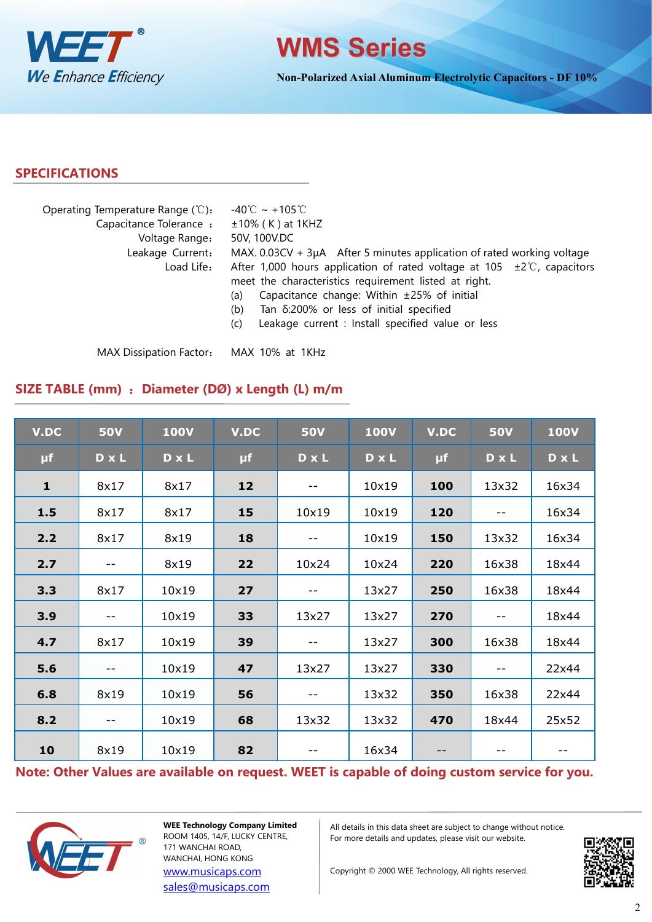# WMS Series

**Non-Polarized Axial Aluminum Electrolytic Capacitors - DF 10%**

## SPECIFICATIONS

Operating Temperature Range (℃): -40℃ ~ +105℃

Capacitance Tolerance : ±10% ( K ) at 1KHZ

Voltage Range: 50V, 100V.DC

Leakage Current: MAX. 0.03CV + 3μA After 5 minutes application of rated working voltage

Load Life: After 1,000 hours application of rated voltage at 105 ±2℃, capacitors meet the characteristics requirement listed at right.

(a) Capacitance change: Within ±25% of initial

(b) Tan δ:200% or less of initial specified

(c) Leakage current : Install specified value or less

MAX Dissipation Factor: MAX 10% at 1KHz

## SIZE TABLE (mm) : Diameter (DØ) x Length (L) m/m

| V.DC | 50V | 100V | V.DC | 50V | 100V | V.DC | 50V | 100V |
|---|---|---|---|---|---|---|---|---|
| **μf** | **D x L** | **D x L** | **μf** | **D x L** | **D x L** | **μf** | **D x L** | **D x L** |
| **1** | 8x17 | 8x17 | **12** | -- | 10x19 | **100** | 13x32 | 16x34 |
| **1.5** | 8x17 | 8x17 | **15** | 10x19 | 10x19 | **120** | -- | 16x34 |
| **2.2** | 8x17 | 8x19 | **18** | -- | 10x19 | **150** | 13x32 | 16x34 |
| **2.7** | -- | 8x19 | **22** | 10x24 | 10x24 | **220** | 16x38 | 18x44 |
| **3.3** | 8x17 | 10x19 | **27** | -- | 13x27 | **250** | 16x38 | 18x44 |
| **3.9** | -- | 10x19 | **33** | 13x27 | 13x27 | **270** | -- | 18x44 |
| **4.7** | 8x17 | 10x19 | **39** | -- | 13x27 | **300** | 16x38 | 18x44 |
| **5.6** | -- | 10x19 | **47** | 13x27 | 13x27 | **330** | -- | 22x44 |
| **6.8** | 8x19 | 10x19 | **56** | -- | 13x32 | **350** | 16x38 | 22x44 |
| **8.2** | -- | 10x19 | **68** | 13x32 | 13x32 | **470** | 18x44 | 25x52 |
| **10** | 8x19 | 10x19 | **82** | -- | 16x34 | **--** | -- | -- |

**Note: Other Values are available on request. WEET is capable of doing custom service for you.**

**WEE Technology Company Limited**
ROOM 1405, 14/F, LUCKY CENTRE,
171 WANCHAI ROAD,
WANCHAI, HONG KONG
www.musicaps.com
sales@musicaps.com

All details in this data sheet are subject to change without notice.
For more details and updates, please visit our website.

Copyright © 2000 WEE Technology, All rights reserved.